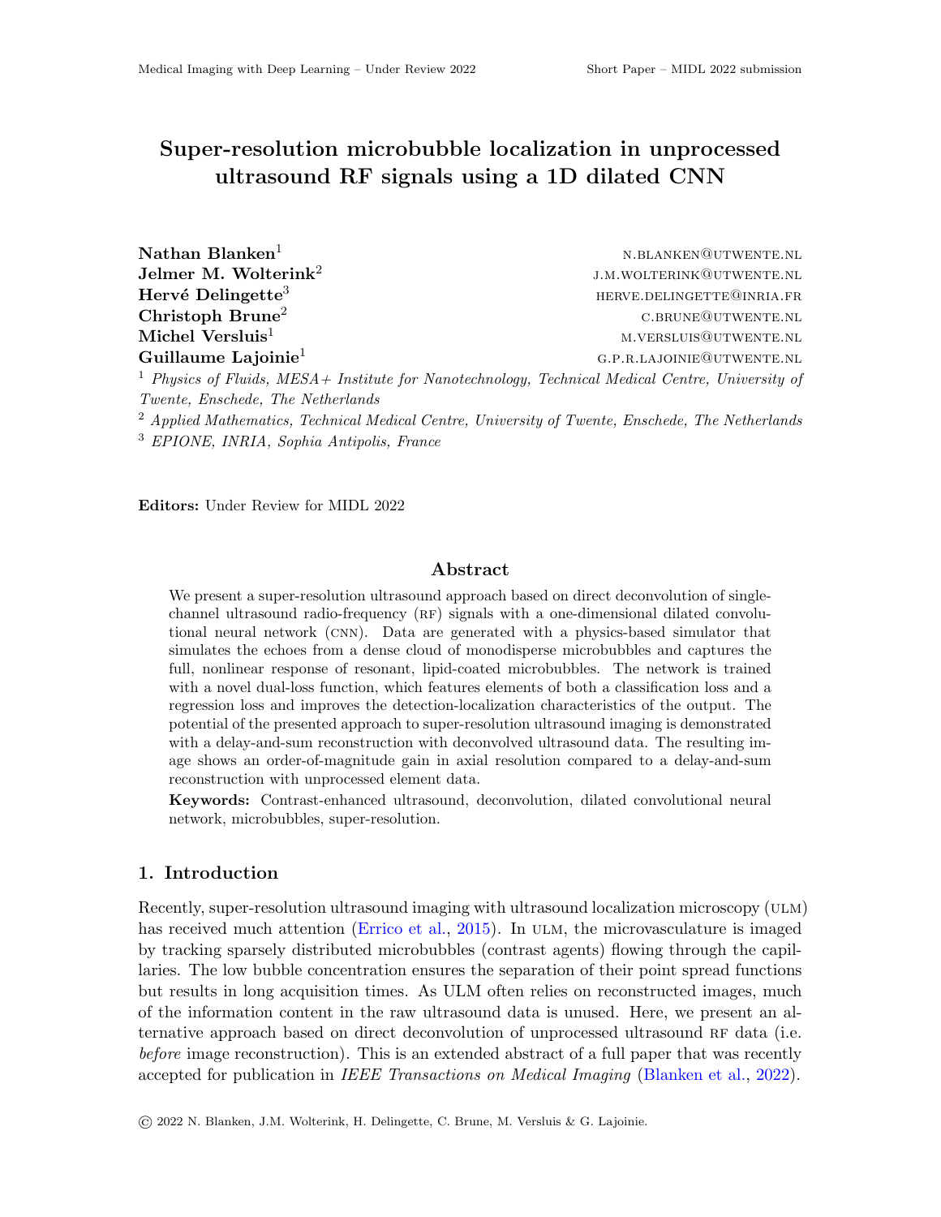# Super-resolution microbubble localization in unprocessed ultrasound RF signals using a 1D dilated CNN

**Nathan Blanken**[1] N.BLANKEN@UTWENTE.NL
**Jelmer M. Wolterink**[2] J.M.WOLTERINK@UTWENTE.NL
**Hervé Delingette**[3] HERVE.DELINGETTE@INRIA.FR
**Christoph Brune**[2] C.BRUNE@UTWENTE.NL
**Michel Versluis**[1] M.VERSLUIS@UTWENTE.NL
**Guillaume Lajoinie**[1] G.P.R.LAJOINIE@UTWENTE.NL

[1] *Physics of Fluids, MESA+ Institute for Nanotechnology, Technical Medical Centre, University of Twente, Enschede, The Netherlands*

[2] *Applied Mathematics, Technical Medical Centre, University of Twente, Enschede, The Netherlands*

[3] *EPIONE, INRIA, Sophia Antipolis, France*

**Editors:** Under Review for MIDL 2022

## Abstract

We present a super-resolution ultrasound approach based on direct deconvolution of single-channel ultrasound radio-frequency (RF) signals with a one-dimensional dilated convolutional neural network (CNN). Data are generated with a physics-based simulator that simulates the echoes from a dense cloud of monodisperse microbubbles and captures the full, nonlinear response of resonant, lipid-coated microbubbles. The network is trained with a novel dual-loss function, which features elements of both a classification loss and a regression loss and improves the detection-localization characteristics of the output. The potential of the presented approach to super-resolution ultrasound imaging is demonstrated with a delay-and-sum reconstruction with deconvolved ultrasound data. The resulting image shows an order-of-magnitude gain in axial resolution compared to a delay-and-sum reconstruction with unprocessed element data.

**Keywords:** Contrast-enhanced ultrasound, deconvolution, dilated convolutional neural network, microbubbles, super-resolution.

## 1. Introduction

Recently, super-resolution ultrasound imaging with ultrasound localization microscopy (ULM) has received much attention (Errico et al., 2015). In ULM, the microvasculature is imaged by tracking sparsely distributed microbubbles (contrast agents) flowing through the capillaries. The low bubble concentration ensures the separation of their point spread functions but results in long acquisition times. As ULM often relies on reconstructed images, much of the information content in the raw ultrasound data is unused. Here, we present an alternative approach based on direct deconvolution of unprocessed ultrasound RF data (i.e. *before* image reconstruction). This is an extended abstract of a full paper that was recently accepted for publication in *IEEE Transactions on Medical Imaging* (Blanken et al., 2022).

© 2022 N. Blanken, J.M. Wolterink, H. Delingette, C. Brune, M. Versluis & G. Lajoinie.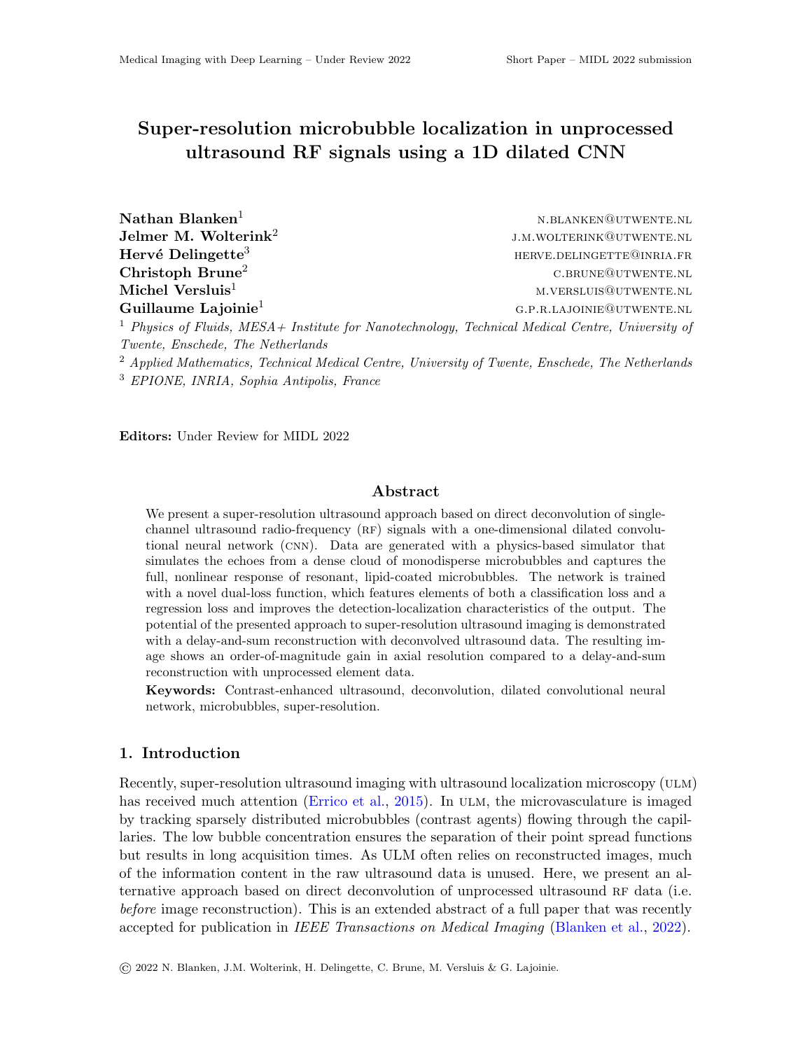# Super-resolution microbubble localization in unprocessed ultrasound RF signals using a 1D dilated CNN

**Nathan Blanken**[1] N.BLANKEN@UTWENTE.NL
**Jelmer M. Wolterink**[2] J.M.WOLTERINK@UTWENTE.NL
**Hervé Delingette**[3] HERVE.DELINGETTE@INRIA.FR
**Christoph Brune**[2] C.BRUNE@UTWENTE.NL
**Michel Versluis**[1] M.VERSLUIS@UTWENTE.NL
**Guillaume Lajoinie**[1] G.P.R.LAJOINIE@UTWENTE.NL

[1] *Physics of Fluids, MESA+ Institute for Nanotechnology, Technical Medical Centre, University of Twente, Enschede, The Netherlands*
[2] *Applied Mathematics, Technical Medical Centre, University of Twente, Enschede, The Netherlands*
[3] *EPIONE, INRIA, Sophia Antipolis, France*

**Editors:** Under Review for MIDL 2022

## Abstract

We present a super-resolution ultrasound approach based on direct deconvolution of single-channel ultrasound radio-frequency (RF) signals with a one-dimensional dilated convolutional neural network (CNN). Data are generated with a physics-based simulator that simulates the echoes from a dense cloud of monodisperse microbubbles and captures the full, nonlinear response of resonant, lipid-coated microbubbles. The network is trained with a novel dual-loss function, which features elements of both a classification loss and a regression loss and improves the detection-localization characteristics of the output. The potential of the presented approach to super-resolution ultrasound imaging is demonstrated with a delay-and-sum reconstruction with deconvolved ultrasound data. The resulting image shows an order-of-magnitude gain in axial resolution compared to a delay-and-sum reconstruction with unprocessed element data.

**Keywords:** Contrast-enhanced ultrasound, deconvolution, dilated convolutional neural network, microbubbles, super-resolution.

## 1. Introduction

Recently, super-resolution ultrasound imaging with ultrasound localization microscopy (ULM) has received much attention (Errico et al., 2015). In ULM, the microvasculature is imaged by tracking sparsely distributed microbubbles (contrast agents) flowing through the capillaries. The low bubble concentration ensures the separation of their point spread functions but results in long acquisition times. As ULM often relies on reconstructed images, much of the information content in the raw ultrasound data is unused. Here, we present an alternative approach based on direct deconvolution of unprocessed ultrasound RF data (i.e. *before* image reconstruction). This is an extended abstract of a full paper that was recently accepted for publication in *IEEE Transactions on Medical Imaging* (Blanken et al., 2022).

© 2022 N. Blanken, J.M. Wolterink, H. Delingette, C. Brune, M. Versluis & G. Lajoinie.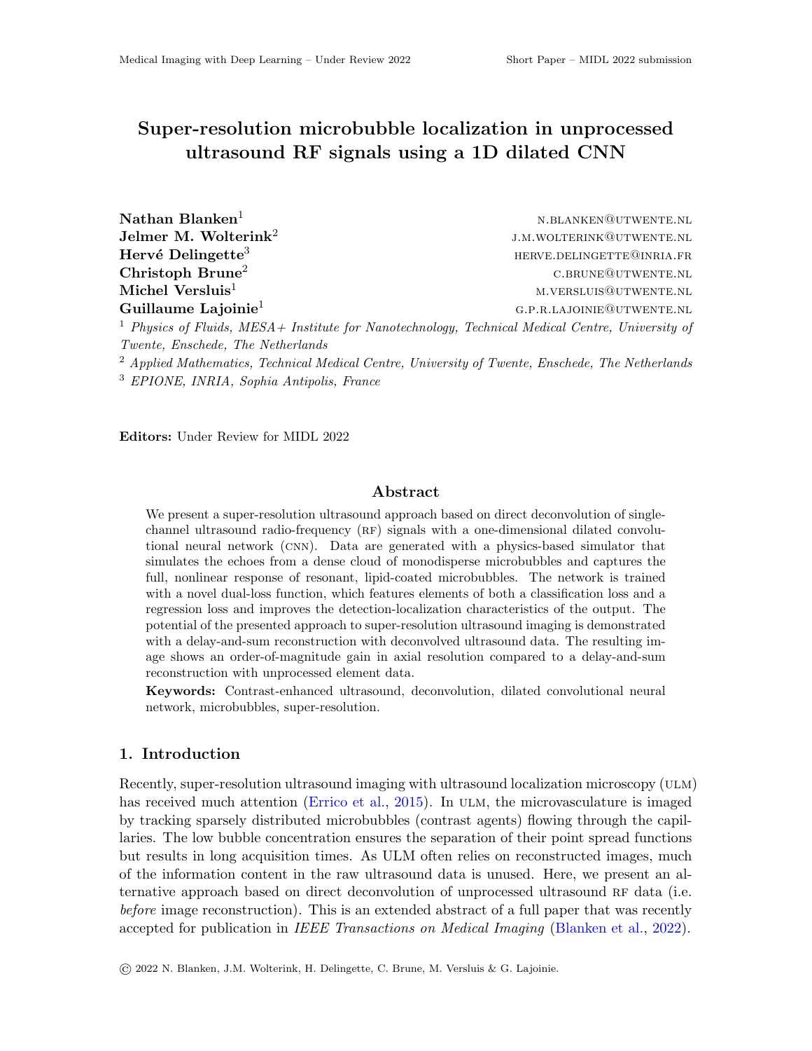# Super-resolution microbubble localization in unprocessed ultrasound RF signals using a 1D dilated CNN

**Nathan Blanken**[1] N.BLANKEN@UTWENTE.NL
**Jelmer M. Wolterink**[2] J.M.WOLTERINK@UTWENTE.NL
**Hervé Delingette**[3] HERVE.DELINGETTE@INRIA.FR
**Christoph Brune**[2] C.BRUNE@UTWENTE.NL
**Michel Versluis**[1] M.VERSLUIS@UTWENTE.NL
**Guillaume Lajoinie**[1] G.P.R.LAJOINIE@UTWENTE.NL

[1] *Physics of Fluids, MESA+ Institute for Nanotechnology, Technical Medical Centre, University of Twente, Enschede, The Netherlands*

[2] *Applied Mathematics, Technical Medical Centre, University of Twente, Enschede, The Netherlands*

[3] *EPIONE, INRIA, Sophia Antipolis, France*

**Editors:** Under Review for MIDL 2022

## Abstract

We present a super-resolution ultrasound approach based on direct deconvolution of single-channel ultrasound radio-frequency (RF) signals with a one-dimensional dilated convolutional neural network (CNN). Data are generated with a physics-based simulator that simulates the echoes from a dense cloud of monodisperse microbubbles and captures the full, nonlinear response of resonant, lipid-coated microbubbles. The network is trained with a novel dual-loss function, which features elements of both a classification loss and a regression loss and improves the detection-localization characteristics of the output. The potential of the presented approach to super-resolution ultrasound imaging is demonstrated with a delay-and-sum reconstruction with deconvolved ultrasound data. The resulting image shows an order-of-magnitude gain in axial resolution compared to a delay-and-sum reconstruction with unprocessed element data.

**Keywords:** Contrast-enhanced ultrasound, deconvolution, dilated convolutional neural network, microbubbles, super-resolution.

## 1. Introduction

Recently, super-resolution ultrasound imaging with ultrasound localization microscopy (ULM) has received much attention (Errico et al., 2015). In ULM, the microvasculature is imaged by tracking sparsely distributed microbubbles (contrast agents) flowing through the capillaries. The low bubble concentration ensures the separation of their point spread functions but results in long acquisition times. As ULM often relies on reconstructed images, much of the information content in the raw ultrasound data is unused. Here, we present an alternative approach based on direct deconvolution of unprocessed ultrasound RF data (i.e. *before* image reconstruction). This is an extended abstract of a full paper that was recently accepted for publication in *IEEE Transactions on Medical Imaging* (Blanken et al., 2022).

© 2022 N. Blanken, J.M. Wolterink, H. Delingette, C. Brune, M. Versluis & G. Lajoinie.